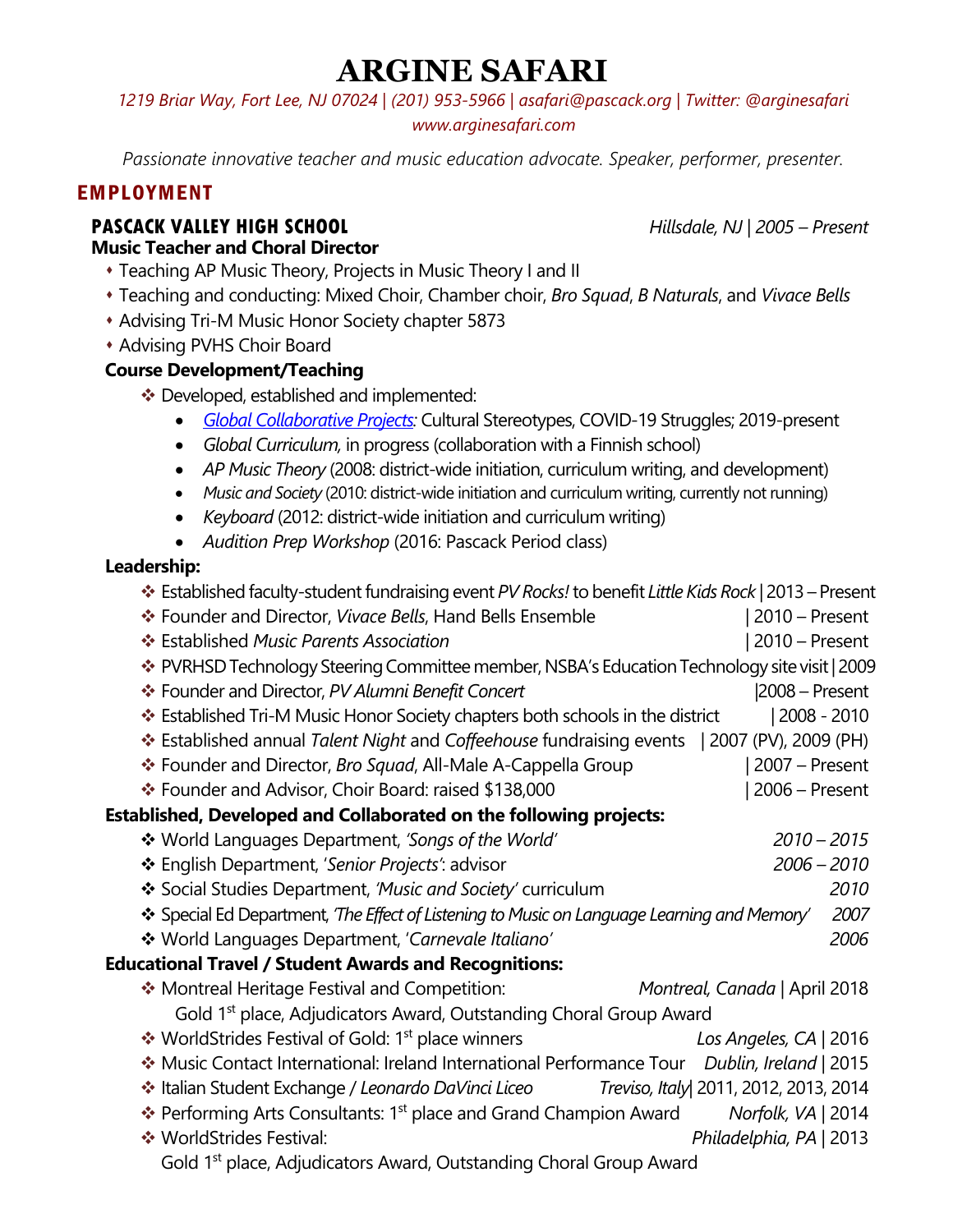# ARGINE SAFARI

*1219 Briar Way, Fort Lee, NJ 07024 | (201) 953-5966 | asafari@pascack.org | Twitter: @arginesafari*
*www.arginesafari.com*

*Passionate innovative teacher and music education advocate. Speaker, performer, presenter.*

## EMPLOYMENT

### PASCACK VALLEY HIGH SCHOOL — *Hillsdale, NJ | 2005 – Present*

**Music Teacher and Choral Director**

- Teaching AP Music Theory, Projects in Music Theory I and II
- Teaching and conducting: Mixed Choir, Chamber choir, *Bro Squad*, *B Naturals*, and *Vivace Bells*
- Advising Tri-M Music Honor Society chapter 5873
- Advising PVHS Choir Board

**Course Development/Teaching**

- Developed, established and implemented:
  - *Global Collaborative Projects:* Cultural Stereotypes, COVID-19 Struggles; 2019-present
  - *Global Curriculum,* in progress (collaboration with a Finnish school)
  - *AP Music Theory* (2008: district-wide initiation, curriculum writing, and development)
  - *Music and Society* (2010: district-wide initiation and curriculum writing, currently not running)
  - *Keyboard* (2012: district-wide initiation and curriculum writing)
  - *Audition Prep Workshop* (2016: Pascack Period class)

**Leadership:**

- Established faculty-student fundraising event *PV Rocks!* to benefit *Little Kids Rock* | 2013 – Present
- Founder and Director, *Vivace Bells*, Hand Bells Ensemble | 2010 – Present
- Established *Music Parents Association* | 2010 – Present
- PVRHSD Technology Steering Committee member, NSBA's Education Technology site visit | 2009
- Founder and Director, *PV Alumni Benefit Concert* | 2008 – Present
- Established Tri-M Music Honor Society chapters both schools in the district | 2008 - 2010
- Established annual *Talent Night* and *Coffeehouse* fundraising events | 2007 (PV), 2009 (PH)
- Founder and Director, *Bro Squad*, All-Male A-Cappella Group | 2007 – Present
- Founder and Advisor, Choir Board: raised $138,000 | 2006 – Present

**Established, Developed and Collaborated on the following projects:**

- World Languages Department, *'Songs of the World'* — *2010 – 2015*
- English Department, '*Senior Projects*': advisor — *2006 – 2010*
- Social Studies Department, *'Music and Society'* curriculum — *2010*
- Special Ed Department, *'The Effect of Listening to Music on Language Learning and Memory'* — *2007*
- World Languages Department, '*Carnevale Italiano*' — *2006*

**Educational Travel / Student Awards and Recognitions:**

- Montreal Heritage Festival and Competition: — *Montreal, Canada* | April 2018
  Gold 1st place, Adjudicators Award, Outstanding Choral Group Award
- WorldStrides Festival of Gold: 1st place winners — *Los Angeles, CA* | 2016
- Music Contact International: Ireland International Performance Tour — *Dublin, Ireland* | 2015
- Italian Student Exchange / *Leonardo DaVinci Liceo* — *Treviso, Italy* | 2011, 2012, 2013, 2014
- Performing Arts Consultants: 1st place and Grand Champion Award — *Norfolk, VA* | 2014
- WorldStrides Festival: — *Philadelphia, PA* | 2013
  Gold 1st place, Adjudicators Award, Outstanding Choral Group Award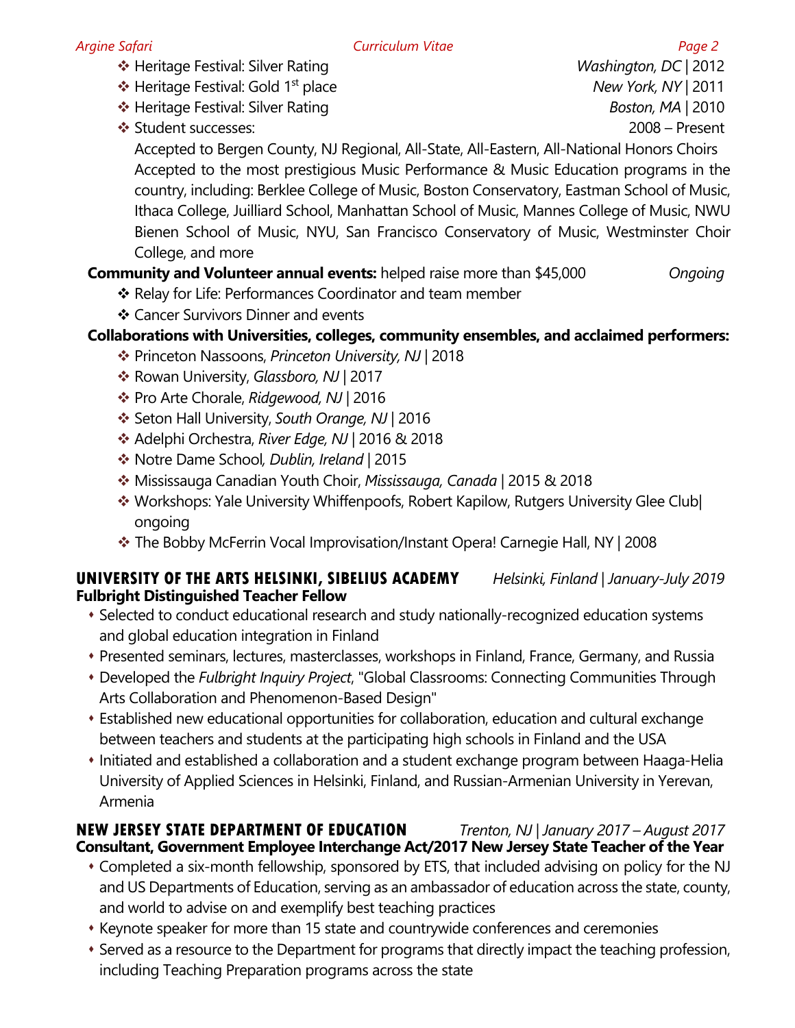- ❖ Heritage Festival: Silver Rating — *Washington, DC* | 2012
- ❖ Heritage Festival: Gold 1st place — *New York, NY* | 2011
- ❖ Heritage Festival: Silver Rating — *Boston, MA* | 2010
- ❖ Student successes: — 2008 – Present

  Accepted to Bergen County, NJ Regional, All-State, All-Eastern, All-National Honors Choirs
  Accepted to the most prestigious Music Performance & Music Education programs in the country, including: Berklee College of Music, Boston Conservatory, Eastman School of Music, Ithaca College, Juilliard School, Manhattan School of Music, Mannes College of Music, NWU Bienen School of Music, NYU, San Francisco Conservatory of Music, Westminster Choir College, and more

**Community and Volunteer annual events:** helped raise more than $45,000 — *Ongoing*

- ❖ Relay for Life: Performances Coordinator and team member
- ❖ Cancer Survivors Dinner and events

**Collaborations with Universities, colleges, community ensembles, and acclaimed performers:**

- ❖ Princeton Nassoons, *Princeton University, NJ* | 2018
- ❖ Rowan University, *Glassboro, NJ* | 2017
- ❖ Pro Arte Chorale, *Ridgewood, NJ* | 2016
- ❖ Seton Hall University, *South Orange, NJ* | 2016
- ❖ Adelphi Orchestra, *River Edge, NJ* | 2016 & 2018
- ❖ Notre Dame School*, Dublin, Ireland* | 2015
- ❖ Mississauga Canadian Youth Choir, *Mississauga, Canada* | 2015 & 2018
- ❖ Workshops: Yale University Whiffenpoofs, Robert Kapilow, Rutgers University Glee Club| ongoing
- ❖ The Bobby McFerrin Vocal Improvisation/Instant Opera! Carnegie Hall, NY | 2008

## UNIVERSITY OF THE ARTS HELSINKI, SIBELIUS ACADEMY — *Helsinki, Finland | January-July 2019*

**Fulbright Distinguished Teacher Fellow**

- Selected to conduct educational research and study nationally-recognized education systems and global education integration in Finland
- Presented seminars, lectures, masterclasses, workshops in Finland, France, Germany, and Russia
- Developed the *Fulbright Inquiry Project*, "Global Classrooms: Connecting Communities Through Arts Collaboration and Phenomenon-Based Design"
- Established new educational opportunities for collaboration, education and cultural exchange between teachers and students at the participating high schools in Finland and the USA
- Initiated and established a collaboration and a student exchange program between Haaga-Helia University of Applied Sciences in Helsinki, Finland, and Russian-Armenian University in Yerevan, Armenia

## NEW JERSEY STATE DEPARTMENT OF EDUCATION — *Trenton, NJ | January 2017 – August 2017*

**Consultant, Government Employee Interchange Act/2017 New Jersey State Teacher of the Year**

- Completed a six-month fellowship, sponsored by ETS, that included advising on policy for the NJ and US Departments of Education, serving as an ambassador of education across the state, county, and world to advise on and exemplify best teaching practices
- Keynote speaker for more than 15 state and countrywide conferences and ceremonies
- Served as a resource to the Department for programs that directly impact the teaching profession, including Teaching Preparation programs across the state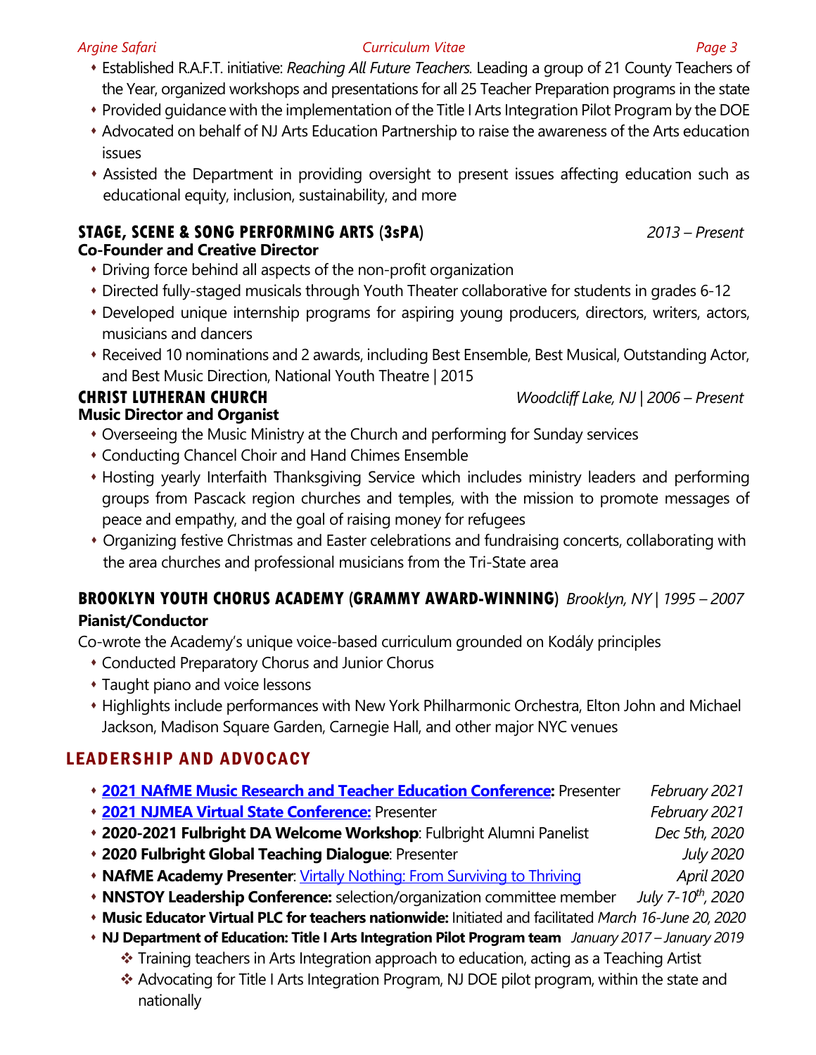- Established R.A.F.T. initiative: *Reaching All Future Teachers*. Leading a group of 21 County Teachers of the Year, organized workshops and presentations for all 25 Teacher Preparation programs in the state
- Provided guidance with the implementation of the Title I Arts Integration Pilot Program by the DOE
- Advocated on behalf of NJ Arts Education Partnership to raise the awareness of the Arts education issues
- Assisted the Department in providing oversight to present issues affecting education such as educational equity, inclusion, sustainability, and more

### STAGE, SCENE & SONG PERFORMING ARTS (3sPA) — *2013 – Present*

**Co-Founder and Creative Director**

- Driving force behind all aspects of the non-profit organization
- Directed fully-staged musicals through Youth Theater collaborative for students in grades 6-12
- Developed unique internship programs for aspiring young producers, directors, writers, actors, musicians and dancers
- Received 10 nominations and 2 awards, including Best Ensemble, Best Musical, Outstanding Actor, and Best Music Direction, National Youth Theatre | 2015

### CHRIST LUTHERAN CHURCH — *Woodcliff Lake, NJ | 2006 – Present*

**Music Director and Organist**

- Overseeing the Music Ministry at the Church and performing for Sunday services
- Conducting Chancel Choir and Hand Chimes Ensemble
- Hosting yearly Interfaith Thanksgiving Service which includes ministry leaders and performing groups from Pascack region churches and temples, with the mission to promote messages of peace and empathy, and the goal of raising money for refugees
- Organizing festive Christmas and Easter celebrations and fundraising concerts, collaborating with the area churches and professional musicians from the Tri-State area

### BROOKLYN YOUTH CHORUS ACADEMY (GRAMMY AWARD-WINNING) — *Brooklyn, NY | 1995 – 2007*

**Pianist/Conductor**

Co-wrote the Academy's unique voice-based curriculum grounded on Kodály principles

- Conducted Preparatory Chorus and Junior Chorus
- Taught piano and voice lessons
- Highlights include performances with New York Philharmonic Orchestra, Elton John and Michael Jackson, Madison Square Garden, Carnegie Hall, and other major NYC venues

## LEADERSHIP AND ADVOCACY

- **2021 NAfME Music Research and Teacher Education Conference:** Presenter — *February 2021*
- **2021 NJMEA Virtual State Conference:** Presenter — *February 2021*
- **2020-2021 Fulbright DA Welcome Workshop**: Fulbright Alumni Panelist — *Dec 5th, 2020*
- **2020 Fulbright Global Teaching Dialogue**: Presenter — *July 2020*
- **NAfME Academy Presenter**: Virtally Nothing: From Surviving to Thriving — *April 2020*
- **NNSTOY Leadership Conference:** selection/organization committee member — *July 7-10th, 2020*
- **Music Educator Virtual PLC for teachers nationwide:** Initiated and facilitated *March 16-June 20, 2020*
- **NJ Department of Education: Title I Arts Integration Pilot Program team** — *January 2017 – January 2019*
  - Training teachers in Arts Integration approach to education, acting as a Teaching Artist
  - Advocating for Title I Arts Integration Program, NJ DOE pilot program, within the state and nationally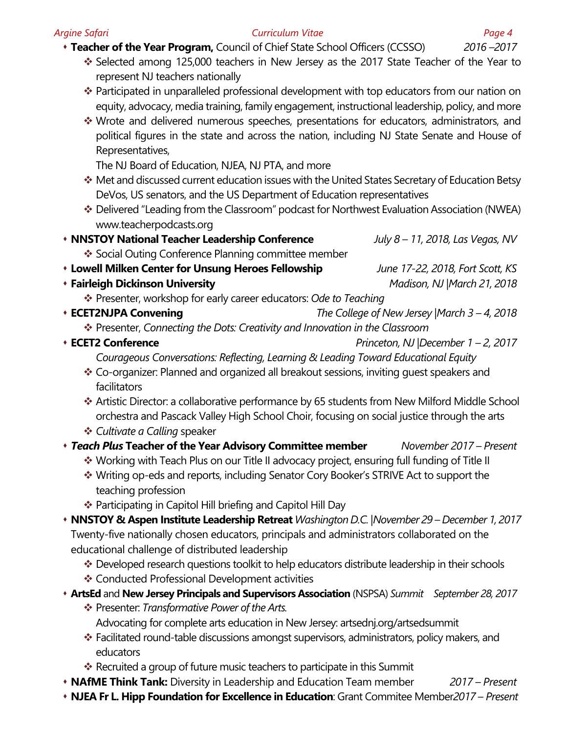- **Teacher of the Year Program,** Council of Chief State School Officers (CCSSO) *2016 –2017*
  - Selected among 125,000 teachers in New Jersey as the 2017 State Teacher of the Year to represent NJ teachers nationally
  - Participated in unparalleled professional development with top educators from our nation on equity, advocacy, media training, family engagement, instructional leadership, policy, and more
  - Wrote and delivered numerous speeches, presentations for educators, administrators, and political figures in the state and across the nation, including NJ State Senate and House of Representatives,
    The NJ Board of Education, NJEA, NJ PTA, and more
  - Met and discussed current education issues with the United States Secretary of Education Betsy DeVos, US senators, and the US Department of Education representatives
  - Delivered "Leading from the Classroom" podcast for Northwest Evaluation Association (NWEA) www.teacherpodcasts.org
- **NNSTOY National Teacher Leadership Conference** *July 8 – 11, 2018, Las Vegas, NV*
  - Social Outing Conference Planning committee member
- **Lowell Milken Center for Unsung Heroes Fellowship** *June 17-22, 2018, Fort Scott, KS*
- **Fairleigh Dickinson University** *Madison, NJ |March 21, 2018*
  - Presenter, workshop for early career educators: *Ode to Teaching*
- **ECET2NJPA Convening** *The College of New Jersey |March 3 – 4, 2018*
  - Presenter, *Connecting the Dots: Creativity and Innovation in the Classroom*
- **ECET2 Conference** *Princeton, NJ |December 1 – 2, 2017*
  *Courageous Conversations: Reflecting, Learning & Leading Toward Educational Equity*
  - Co-organizer: Planned and organized all breakout sessions, inviting guest speakers and facilitators
  - Artistic Director: a collaborative performance by 65 students from New Milford Middle School orchestra and Pascack Valley High School Choir, focusing on social justice through the arts
  - *Cultivate a Calling* speaker
- ***Teach Plus* Teacher of the Year Advisory Committee member** *November 2017 – Present*
  - Working with Teach Plus on our Title II advocacy project, ensuring full funding of Title II
  - Writing op-eds and reports, including Senator Cory Booker's STRIVE Act to support the teaching profession
  - Participating in Capitol Hill briefing and Capitol Hill Day
- **NNSTOY & Aspen Institute Leadership Retreat** *Washington D.C. |November 29 – December 1, 2017*
  Twenty-five nationally chosen educators, principals and administrators collaborated on the educational challenge of distributed leadership
  - Developed research questions toolkit to help educators distribute leadership in their schools
  - Conducted Professional Development activities
- **ArtsEd** and **New Jersey Principals and Supervisors Association** (NSPSA) *Summit September 28, 2017*
  - Presenter: *Transformative Power of the Arts*.
    Advocating for complete arts education in New Jersey: artsednj.org/artsedsummit
  - Facilitated round-table discussions amongst supervisors, administrators, policy makers, and educators
  - Recruited a group of future music teachers to participate in this Summit
- **NAfME Think Tank:** Diversity in Leadership and Education Team member *2017 – Present*
- **NJEA Fr L. Hipp Foundation for Excellence in Education**: Grant Commitee Member *2017 – Present*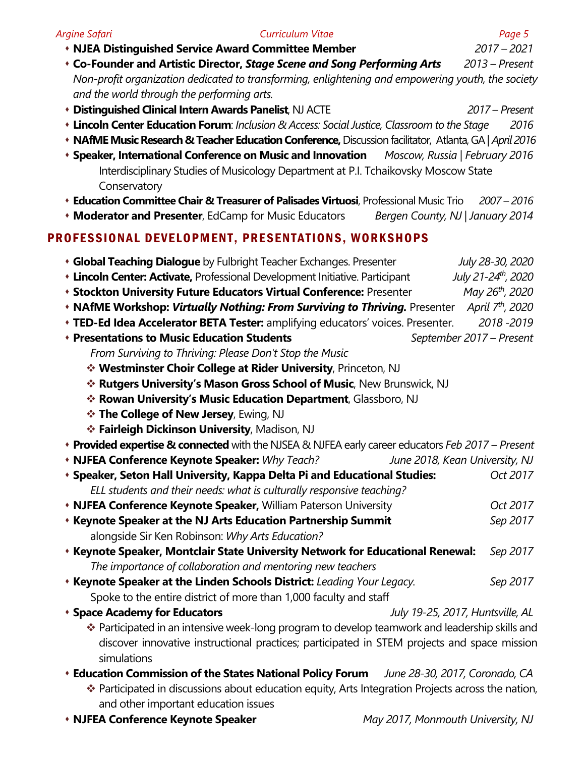- **NJEA Distinguished Service Award Committee Member** *2017 – 2021*
- **Co-Founder and Artistic Director, *Stage Scene and Song Performing Arts*** *2013 – Present*
  *Non-profit organization dedicated to transforming, enlightening and empowering youth, the society and the world through the performing arts.*
- **Distinguished Clinical Intern Awards Panelist**, NJ ACTE *2017 – Present*
- **Lincoln Center Education Forum**: *Inclusion & Access: Social Justice, Classroom to the Stage* *2016*
- **NAfME Music Research & Teacher Education Conference,** Discussion facilitator, Atlanta, GA | *April 2016*
- **Speaker, International Conference on Music and Innovation** *Moscow, Russia | February 2016*
  Interdisciplinary Studies of Musicology Department at P.I. Tchaikovsky Moscow State Conservatory
- **Education Committee Chair & Treasurer of Palisades Virtuosi**, Professional Music Trio *2007 – 2016*
- **Moderator and Presenter**, EdCamp for Music Educators *Bergen County, NJ | January 2014*

## PROFESSIONAL DEVELOPMENT, PRESENTATIONS, WORKSHOPS

- **Global Teaching Dialogue** by Fulbright Teacher Exchanges. Presenter *July 28-30, 2020*
- **Lincoln Center: Activate,** Professional Development Initiative. Participant *July 21-24th, 2020*
- **Stockton University Future Educators Virtual Conference:** Presenter *May 26th, 2020*
- **NAfME Workshop: *Virtually Nothing: From Surviving to Thriving.*** Presenter *April 7th, 2020*
- **TED-Ed Idea Accelerator BETA Tester:** amplifying educators' voices. Presenter. *2018 -2019*
- **Presentations to Music Education Students** *September 2017 – Present*
  *From Surviving to Thriving: Please Don't Stop the Music*
  - **Westminster Choir College at Rider University**, Princeton, NJ
  - **Rutgers University's Mason Gross School of Music**, New Brunswick, NJ
  - **Rowan University's Music Education Department**, Glassboro, NJ
  - **The College of New Jersey**, Ewing, NJ
  - **Fairleigh Dickinson University**, Madison, NJ
- **Provided expertise & connected** with the NJSEA & NJFEA early career educators *Feb 2017 – Present*
- **NJFEA Conference Keynote Speaker:** *Why Teach?* *June 2018, Kean University, NJ*
- **Speaker, Seton Hall University, Kappa Delta Pi and Educational Studies:** *Oct 2017*
  *ELL students and their needs: what is culturally responsive teaching?*
- **NJFEA Conference Keynote Speaker,** William Paterson University *Oct 2017*
- **Keynote Speaker at the NJ Arts Education Partnership Summit** *Sep 2017*
  alongside Sir Ken Robinson: *Why Arts Education?*
- **Keynote Speaker, Montclair State University Network for Educational Renewal:** *Sep 2017*
  *The importance of collaboration and mentoring new teachers*
- **Keynote Speaker at the Linden Schools District:** *Leading Your Legacy.* *Sep 2017*
  Spoke to the entire district of more than 1,000 faculty and staff
- **Space Academy for Educators** *July 19-25, 2017, Huntsville, AL*
  - Participated in an intensive week-long program to develop teamwork and leadership skills and discover innovative instructional practices; participated in STEM projects and space mission simulations
- **Education Commission of the States National Policy Forum** *June 28-30, 2017, Coronado, CA*
  - Participated in discussions about education equity, Arts Integration Projects across the nation, and other important education issues
- **NJFEA Conference Keynote Speaker** *May 2017, Monmouth University, NJ*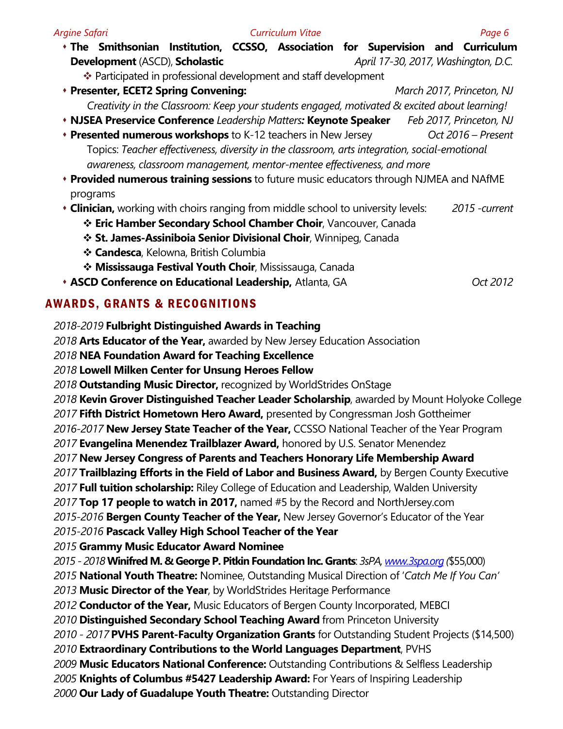- **The Smithsonian Institution, CCSSO, Association for Supervision and Curriculum Development** (ASCD), **Scholastic** *April 17-30, 2017, Washington, D.C.*
  - ❖ Participated in professional development and staff development
- **Presenter, ECET2 Spring Convening:** *March 2017, Princeton, NJ*
  *Creativity in the Classroom: Keep your students engaged, motivated & excited about learning!*
- **NJSEA Preservice Conference** *Leadership Matters***: Keynote Speaker** *Feb 2017, Princeton, NJ*
- **Presented numerous workshops** to K-12 teachers in New Jersey *Oct 2016 – Present*
  Topics: *Teacher effectiveness, diversity in the classroom, arts integration, social-emotional awareness, classroom management, mentor-mentee effectiveness, and more*
- **Provided numerous training sessions** to future music educators through NJMEA and NAfME programs
- **Clinician,** working with choirs ranging from middle school to university levels: *2015 -current*
  - ❖ **Eric Hamber Secondary School Chamber Choir**, Vancouver, Canada
  - ❖ **St. James-Assiniboia Senior Divisional Choir**, Winnipeg, Canada
  - ❖ **Candesca**, Kelowna, British Columbia
  - ❖ **Mississauga Festival Youth Choir**, Mississauga, Canada
- **ASCD Conference on Educational Leadership,** Atlanta, GA *Oct 2012*

## AWARDS, GRANTS & RECOGNITIONS

*2018-2019* **Fulbright Distinguished Awards in Teaching**
*2018* **Arts Educator of the Year,** awarded by New Jersey Education Association
*2018* **NEA Foundation Award for Teaching Excellence**
*2018* **Lowell Milken Center for Unsung Heroes Fellow**
*2018* **Outstanding Music Director,** recognized by WorldStrides OnStage
*2018* **Kevin Grover Distinguished Teacher Leader Scholarship**, awarded by Mount Holyoke College
*2017* **Fifth District Hometown Hero Award,** presented by Congressman Josh Gottheimer
*2016-2017* **New Jersey State Teacher of the Year,** CCSSO National Teacher of the Year Program
*2017* **Evangelina Menendez Trailblazer Award,** honored by U.S. Senator Menendez
*2017* **New Jersey Congress of Parents and Teachers Honorary Life Membership Award**
*2017* **Trailblazing Efforts in the Field of Labor and Business Award,** by Bergen County Executive
*2017* **Full tuition scholarship:** Riley College of Education and Leadership, Walden University
*2017* **Top 17 people to watch in 2017,** named #5 by the Record and NorthJersey.com
*2015-2016* **Bergen County Teacher of the Year,** New Jersey Governor's Educator of the Year
*2015-2016* **Pascack Valley High School Teacher of the Year**
*2015* **Grammy Music Educator Award Nominee**
*2015 - 2018* **Winifred M. & George P. Pitkin Foundation Inc. Grants**: *3sPA, www.3spa.org (*$55,000)
*2015* **National Youth Theatre:** Nominee, Outstanding Musical Direction of '*Catch Me If You Can*'
*2013* **Music Director of the Year**, by WorldStrides Heritage Performance
*2012* **Conductor of the Year,** Music Educators of Bergen County Incorporated, MEBCI
*2010* **Distinguished Secondary School Teaching Award** from Princeton University
*2010 - 2017* **PVHS Parent-Faculty Organization Grants** for Outstanding Student Projects ($14,500)
*2010* **Extraordinary Contributions to the World Languages Department**, PVHS
*2009* **Music Educators National Conference:** Outstanding Contributions & Selfless Leadership
*2005* **Knights of Columbus #5427 Leadership Award:** For Years of Inspiring Leadership
*2000* **Our Lady of Guadalupe Youth Theatre:** Outstanding Director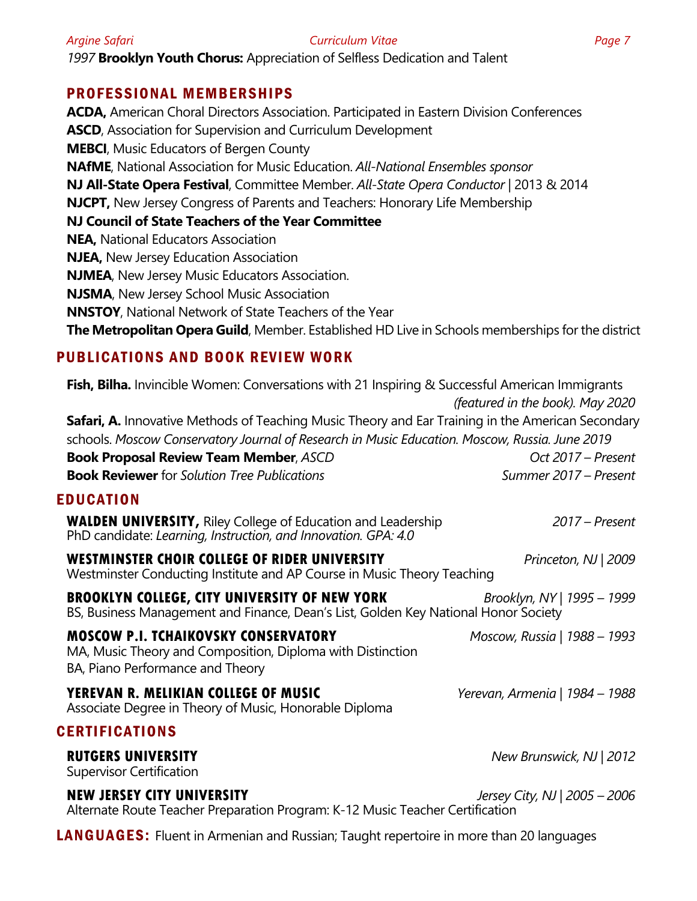*1997* **Brooklyn Youth Chorus:** Appreciation of Selfless Dedication and Talent

## PROFESSIONAL MEMBERSHIPS

**ACDA,** American Choral Directors Association. Participated in Eastern Division Conferences
**ASCD**, Association for Supervision and Curriculum Development
**MEBCI**, Music Educators of Bergen County
**NAfME**, National Association for Music Education. *All-National Ensembles sponsor*
**NJ All-State Opera Festival**, Committee Member. *All-State Opera Conductor* | 2013 & 2014
**NJCPT,** New Jersey Congress of Parents and Teachers: Honorary Life Membership
**NJ Council of State Teachers of the Year Committee**
**NEA,** National Educators Association
**NJEA,** New Jersey Education Association
**NJMEA**, New Jersey Music Educators Association.
**NJSMA**, New Jersey School Music Association
**NNSTOY**, National Network of State Teachers of the Year
**The Metropolitan Opera Guild**, Member. Established HD Live in Schools memberships for the district

## PUBLICATIONS AND BOOK REVIEW WORK

**Fish, Bilha.** Invincible Women: Conversations with 21 Inspiring & Successful American Immigrants *(featured in the book). May 2020*

**Safari, A.** Innovative Methods of Teaching Music Theory and Ear Training in the American Secondary schools. *Moscow Conservatory Journal of Research in Music Education. Moscow, Russia. June 2019*

**Book Proposal Review Team Member**, *ASCD* — *Oct 2017 – Present*

**Book Reviewer** for *Solution Tree Publications* — *Summer 2017 – Present*

## EDUCATION

**WALDEN UNIVERSITY,** Riley College of Education and Leadership — *2017 – Present*
PhD candidate: *Learning, Instruction, and Innovation. GPA: 4.0*

**WESTMINSTER CHOIR COLLEGE OF RIDER UNIVERSITY** — *Princeton, NJ | 2009*
Westminster Conducting Institute and AP Course in Music Theory Teaching

**BROOKLYN COLLEGE, CITY UNIVERSITY OF NEW YORK** — *Brooklyn, NY | 1995 – 1999*
BS, Business Management and Finance, Dean's List, Golden Key National Honor Society

**MOSCOW P.I. TCHAIKOVSKY CONSERVATORY** — *Moscow, Russia | 1988 – 1993*
MA, Music Theory and Composition, Diploma with Distinction
BA, Piano Performance and Theory

**YEREVAN R. MELIKIAN COLLEGE OF MUSIC** — *Yerevan, Armenia | 1984 – 1988*
Associate Degree in Theory of Music, Honorable Diploma

## CERTIFICATIONS

**RUTGERS UNIVERSITY** — *New Brunswick, NJ | 2012*
Supervisor Certification

**NEW JERSEY CITY UNIVERSITY** — *Jersey City, NJ | 2005 – 2006*
Alternate Route Teacher Preparation Program: K-12 Music Teacher Certification

**LANGUAGES:** Fluent in Armenian and Russian; Taught repertoire in more than 20 languages